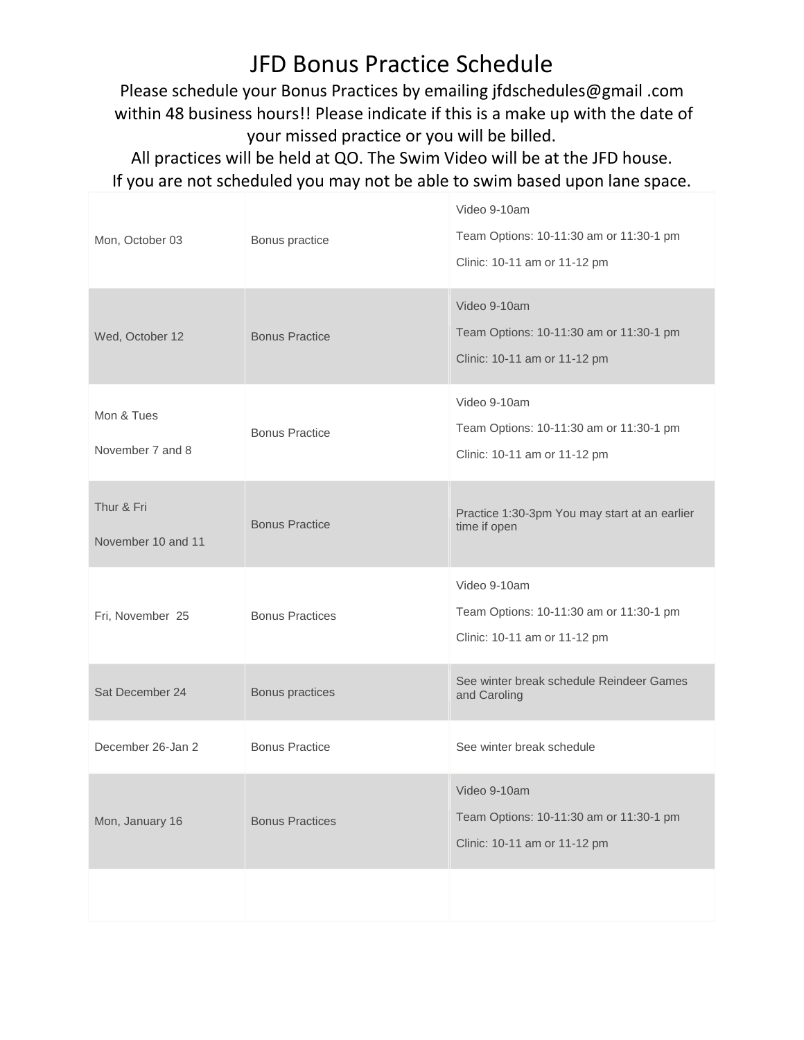# JFD Bonus Practice Schedule

Please schedule your Bonus Practices by emailing jfdschedules@gmail .com within 48 business hours!! Please indicate if this is a make up with the date of your missed practice or you will be billed.

All practices will be held at QO. The Swim Video will be at the JFD house.

If you are not scheduled you may not be able to swim based upon lane space.

| | | |
|---|---|---|
| Mon, October 03 | Bonus practice | Video 9-10am<br>Team Options: 10-11:30 am or 11:30-1 pm<br>Clinic: 10-11 am or 11-12 pm |
| Wed, October 12 | Bonus Practice | Video 9-10am<br>Team Options: 10-11:30 am or 11:30-1 pm<br>Clinic: 10-11 am or 11-12 pm |
| Mon & Tues<br>November 7 and 8 | Bonus Practice | Video 9-10am<br>Team Options: 10-11:30 am or 11:30-1 pm<br>Clinic: 10-11 am or 11-12 pm |
| Thur & Fri<br>November 10 and 11 | Bonus Practice | Practice 1:30-3pm You may start at an earlier time if open |
| Fri, November 25 | Bonus Practices | Video 9-10am<br>Team Options: 10-11:30 am or 11:30-1 pm<br>Clinic: 10-11 am or 11-12 pm |
| Sat December 24 | Bonus practices | See winter break schedule Reindeer Games and Caroling |
| December 26-Jan 2 | Bonus Practice | See winter break schedule |
| Mon, January 16 | Bonus Practices | Video 9-10am<br>Team Options: 10-11:30 am or 11:30-1 pm<br>Clinic: 10-11 am or 11-12 pm |
| | | |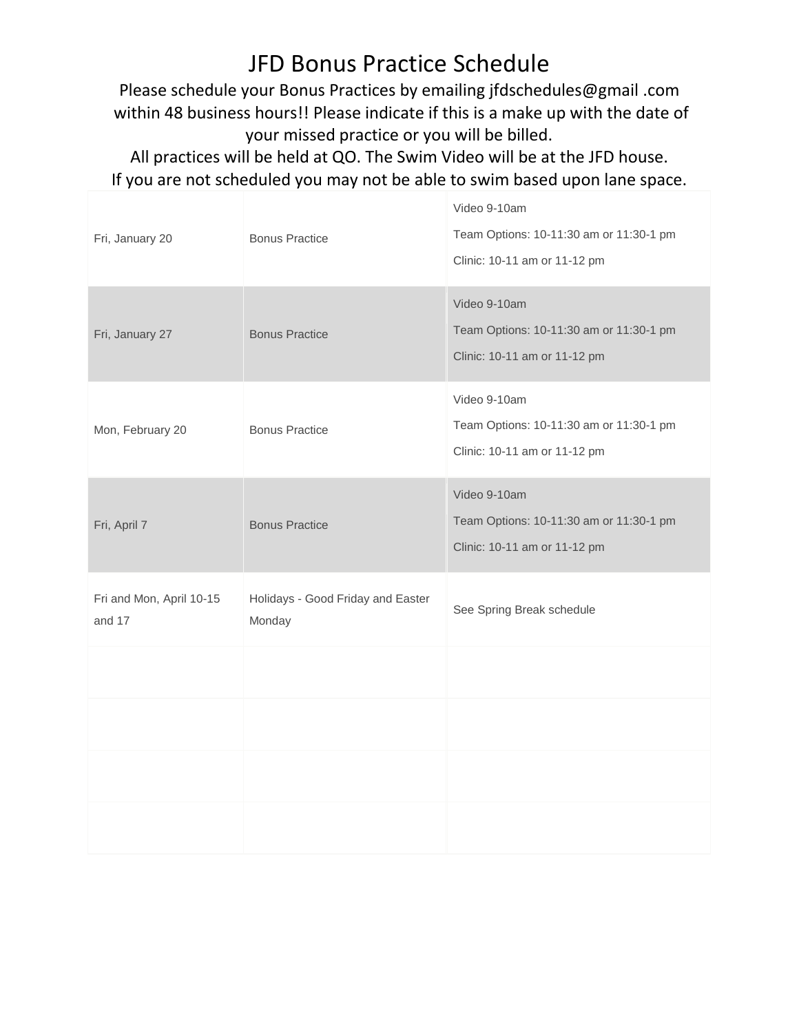# JFD Bonus Practice Schedule

Please schedule your Bonus Practices by emailing jfdschedules@gmail .com within 48 business hours!! Please indicate if this is a make up with the date of your missed practice or you will be billed.

All practices will be held at QO. The Swim Video will be at the JFD house.

If you are not scheduled you may not be able to swim based upon lane space.

| | | |
|---|---|---|
| Fri, January 20 | Bonus Practice | Video 9-10am<br>Team Options: 10-11:30 am or 11:30-1 pm<br>Clinic: 10-11 am or 11-12 pm |
| Fri, January 27 | Bonus Practice | Video 9-10am<br>Team Options: 10-11:30 am or 11:30-1 pm<br>Clinic: 10-11 am or 11-12 pm |
| Mon, February 20 | Bonus Practice | Video 9-10am<br>Team Options: 10-11:30 am or 11:30-1 pm<br>Clinic: 10-11 am or 11-12 pm |
| Fri, April 7 | Bonus Practice | Video 9-10am<br>Team Options: 10-11:30 am or 11:30-1 pm<br>Clinic: 10-11 am or 11-12 pm |
| Fri and Mon, April 10-15 and 17 | Holidays - Good Friday and Easter Monday | See Spring Break schedule |
| | | |
| | | |
| | | |
| | | |